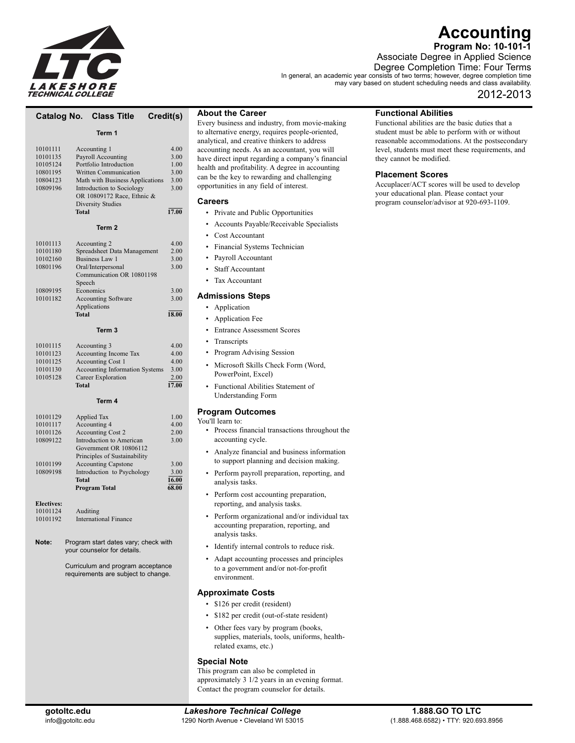# Accounting

**Program No: 10-101-1**

Associate Degree in Applied Science

Degree Completion Time: Four Terms

In general, an academic year consists of two terms; however, degree completion time may vary based on student scheduling needs and class availability.

2012-2013

| Catalog No. | Class Title | Credit(s) |
|---|---|---|
| | **Term 1** | |
| 10101111 | Accounting 1 | 4.00 |
| 10101135 | Payroll Accounting | 3.00 |
| 10105124 | Portfolio Introduction | 1.00 |
| 10801195 | Written Communication | 3.00 |
| 10804123 | Math with Business Applications | 3.00 |
| 10809196 | Introduction to Sociology OR 10809172 Race, Ethnic & Diversity Studies | 3.00 |
| | **Total** | **17.00** |
| | **Term 2** | |
| 10101113 | Accounting 2 | 4.00 |
| 10101180 | Spreadsheet Data Management | 2.00 |
| 10102160 | Business Law 1 | 3.00 |
| 10801196 | Oral/Interpersonal Communication OR 10801198 Speech | 3.00 |
| 10809195 | Economics | 3.00 |
| 10101182 | Accounting Software Applications | 3.00 |
| | **Total** | **18.00** |
| | **Term 3** | |
| 10101115 | Accounting 3 | 4.00 |
| 10101123 | Accounting Income Tax | 4.00 |
| 10101125 | Accounting Cost 1 | 4.00 |
| 10101130 | Accounting Information Systems | 3.00 |
| 10105128 | Career Exploration | 2.00 |
| | **Total** | **17.00** |
| | **Term 4** | |
| 10101129 | Applied Tax | 1.00 |
| 10101117 | Accounting 4 | 4.00 |
| 10101126 | Accounting Cost 2 | 2.00 |
| 10809122 | Introduction to American Government OR 10806112 Principles of Sustainability | 3.00 |
| 10101199 | Accounting Capstone | 3.00 |
| 10809198 | Introduction to Psychology | 3.00 |
| | **Total** | **16.00** |
| | **Program Total** | **68.00** |

**Electives:**

| | |
|---|---|
| 10101124 | Auditing |
| 10101192 | International Finance |

**Note:** Program start dates vary; check with your counselor for details.

Curriculum and program acceptance requirements are subject to change.

## About the Career

Every business and industry, from movie-making to alternative energy, requires people-oriented, analytical, and creative thinkers to address accounting needs. As an accountant, you will have direct input regarding a company's financial health and profitability. A degree in accounting can be the key to rewarding and challenging opportunities in any field of interest.

## Careers

- Private and Public Opportunities
- Accounts Payable/Receivable Specialists
- Cost Accountant
- Financial Systems Technician
- Payroll Accountant
- Staff Accountant
- Tax Accountant

## Admissions Steps

- Application
- Application Fee
- Entrance Assessment Scores
- Transcripts
- Program Advising Session
- Microsoft Skills Check Form (Word, PowerPoint, Excel)
- Functional Abilities Statement of Understanding Form

## Program Outcomes

You'll learn to:

- Process financial transactions throughout the accounting cycle.
- Analyze financial and business information to support planning and decision making.
- Perform payroll preparation, reporting, and analysis tasks.
- Perform cost accounting preparation, reporting, and analysis tasks.
- Perform organizational and/or individual tax accounting preparation, reporting, and analysis tasks.
- Identify internal controls to reduce risk.
- Adapt accounting processes and principles to a government and/or not-for-profit environment.

## Approximate Costs

- $126 per credit (resident)
- $182 per credit (out-of-state resident)
- Other fees vary by program (books, supplies, materials, tools, uniforms, health-related exams, etc.)

## Special Note

This program can also be completed in approximately 3 1/2 years in an evening format. Contact the program counselor for details.

## Functional Abilities

Functional abilities are the basic duties that a student must be able to perform with or without reasonable accommodations. At the postsecondary level, students must meet these requirements, and they cannot be modified.

## Placement Scores

Accuplacer/ACT scores will be used to develop your educational plan. Please contact your program counselor/advisor at 920-693-1109.

gotoltc.edu
info@gotoltc.edu

*Lakeshore Technical College*
1290 North Avenue • Cleveland WI 53015

1.888.GO TO LTC
(1.888.468.6582) • TTY: 920.693.8956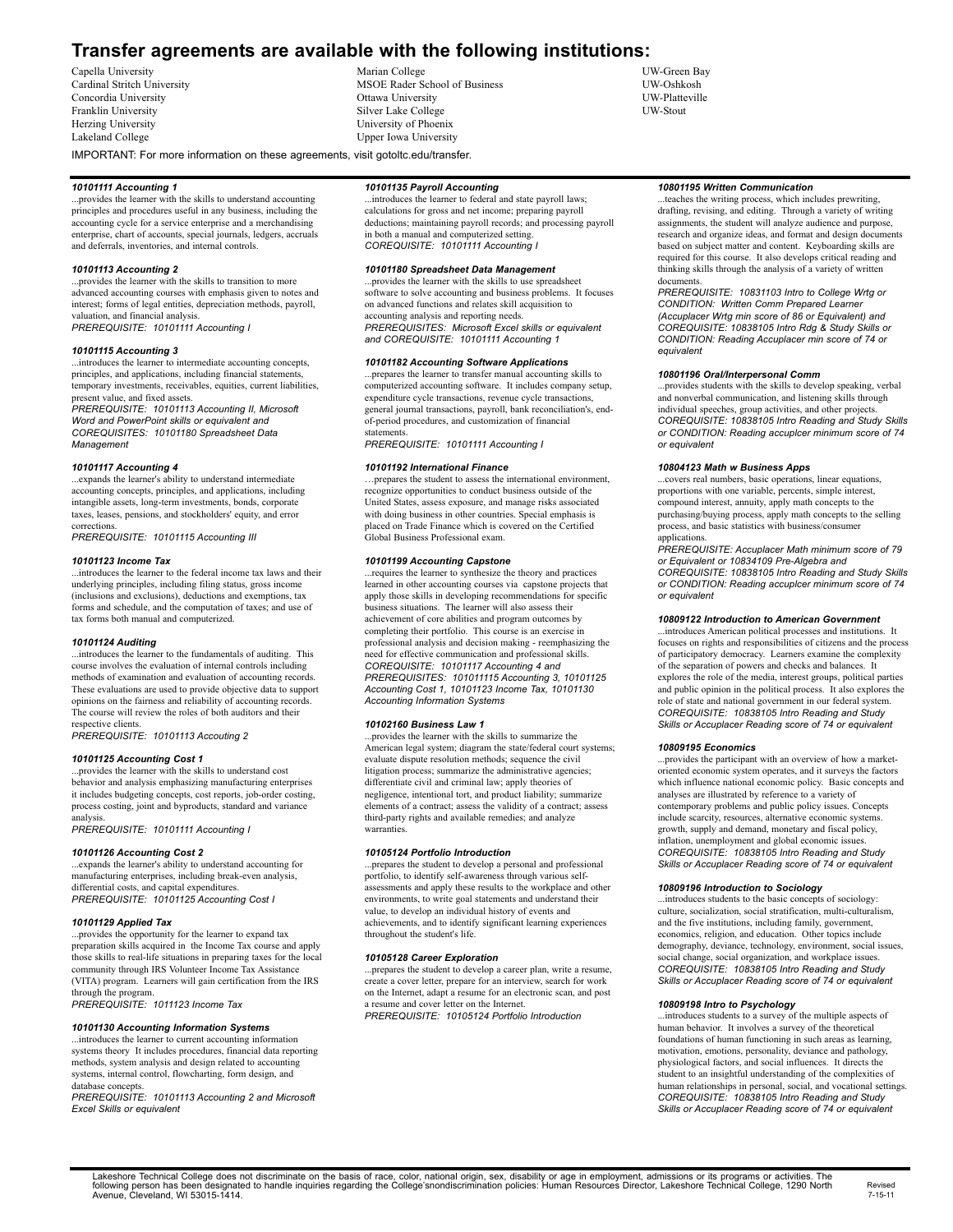# Transfer agreements are available with the following institutions:

Capella University
Cardinal Stritch University
Concordia University
Franklin University
Herzing University
Lakeland College
Marian College
MSOE Rader School of Business
Ottawa University
Silver Lake College
University of Phoenix
Upper Iowa University
UW-Green Bay
UW-Oshkosh
UW-Platteville
UW-Stout

IMPORTANT: For more information on these agreements, visit gotoltc.edu/transfer.

***10101111 Accounting 1***
...provides the learner with the skills to understand accounting principles and procedures useful in any business, including the accounting cycle for a service enterprise and a merchandising enterprise, chart of accounts, special journals, ledgers, accruals and deferrals, inventories, and internal controls.

***10101113 Accounting 2***
...provides the learner with the skills to transition to more advanced accounting courses with emphasis given to notes and interest; forms of legal entities, depreciation methods, payroll, valuation, and financial analysis.
*PREREQUISITE: 10101111 Accounting I*

***10101115 Accounting 3***
...introduces the learner to intermediate accounting concepts, principles, and applications, including financial statements, temporary investments, receivables, equities, current liabilities, present value, and fixed assets.
*PREREQUISITE: 10101113 Accounting II, Microsoft Word and PowerPoint skills or equivalent and COREQUISITES: 10101180 Spreadsheet Data Management*

***10101117 Accounting 4***
...expands the learner's ability to understand intermediate accounting concepts, principles, and applications, including intangible assets, long-term investments, bonds, corporate taxes, leases, pensions, and stockholders' equity, and error corrections.
*PREREQUISITE: 10101115 Accounting III*

***10101123 Income Tax***
...introduces the learner to the federal income tax laws and their underlying principles, including filing status, gross income (inclusions and exclusions), deductions and exemptions, tax forms and schedule, and the computation of taxes; and use of tax forms both manual and computerized.

***10101124 Auditing***
...introduces the learner to the fundamentals of auditing. This course involves the evaluation of internal controls including methods of examination and evaluation of accounting records. These evaluations are used to provide objective data to support opinions on the fairness and reliability of accounting records. The course will review the roles of both auditors and their respective clients.
*PREREQUISITE: 10101113 Accouting 2*

***10101125 Accounting Cost 1***
...provides the learner with the skills to understand cost behavior and analysis emphasizing manufacturing enterprises it includes budgeting concepts, cost reports, job-order costing, process costing, joint and byproducts, standard and variance analysis.
*PREREQUISITE: 10101111 Accounting I*

***10101126 Accounting Cost 2***
...expands the learner's ability to understand accounting for manufacturing enterprises, including break-even analysis, differential costs, and capital expenditures.
*PREREQUISITE: 10101125 Accounting Cost I*

***10101129 Applied Tax***
...provides the opportunity for the learner to expand tax preparation skills acquired in the Income Tax course and apply those skills to real-life situations in preparing taxes for the local community through IRS Volunteer Income Tax Assistance (VITA) program. Learners will gain certification from the IRS through the program.
*PREREQUISITE: 1011123 Income Tax*

***10101130 Accounting Information Systems***
...introduces the learner to current accounting information systems theory It includes procedures, financial data reporting methods, system analysis and design related to accounting systems, internal control, flowcharting, form design, and database concepts.
*PREREQUISITE: 10101113 Accounting 2 and Microsoft Excel Skills or equivalent*

***10101135 Payroll Accounting***
...introduces the learner to federal and state payroll laws; calculations for gross and net income; preparing payroll deductions; maintaining payroll records; and processing payroll in both a manual and computerized setting.
*COREQUISITE: 10101111 Accounting I*

***10101180 Spreadsheet Data Management***
...provides the learner with the skills to use spreadsheet software to solve accounting and business problems. It focuses on advanced functions and relates skill acquisition to accounting analysis and reporting needs.
*PREREQUISITES: Microsoft Excel skills or equivalent and COREQUISITE: 10101111 Accounting 1*

***10101182 Accounting Software Applications***
...prepares the learner to transfer manual accounting skills to computerized accounting software. It includes company setup, expenditure cycle transactions, revenue cycle transactions, general journal transactions, payroll, bank reconciliation's, end-of-period procedures, and customization of financial statements.
*PREREQUISITE: 10101111 Accounting I*

***10101192 International Finance***
…prepares the student to assess the international environment, recognize opportunities to conduct business outside of the United States, assess exposure, and manage risks associated with doing business in other countries. Special emphasis is placed on Trade Finance which is covered on the Certified Global Business Professional exam.

***10101199 Accounting Capstone***
...requires the learner to synthesize the theory and practices learned in other accounting courses via capstone projects that apply those skills in developing recommendations for specific business situations. The learner will also assess their achievement of core abilities and program outcomes by completing their portfolio. This course is an exercise in professional analysis and decision making - reemphasizing the need for effective communication and professional skills.
*COREQUISITE: 10101117 Accounting 4 and PREREQUISITES: 101011115 Accounting 3, 10101125 Accounting Cost 1, 10101123 Income Tax, 10101130 Accounting Information Systems*

***10102160 Business Law 1***
...provides the learner with the skills to summarize the American legal system; diagram the state/federal court systems; evaluate dispute resolution methods; sequence the civil litigation process; summarize the administrative agencies; differentiate civil and criminal law; apply theories of negligence, intentional tort, and product liability; summarize elements of a contract; assess the validity of a contract; assess third-party rights and available remedies; and analyze warranties.

***10105124 Portfolio Introduction***
...prepares the student to develop a personal and professional portfolio, to identify self-awareness through various self-assessments and apply these results to the workplace and other environments, to write goal statements and understand their value, to develop an individual history of events and achievements, and to identify significant learning experiences throughout the student's life.

***10105128 Career Exploration***
...prepares the student to develop a career plan, write a resume, create a cover letter, prepare for an interview, search for work on the Internet, adapt a resume for an electronic scan, and post a resume and cover letter on the Internet.
*PREREQUISITE: 10105124 Portfolio Introduction*

***10801195 Written Communication***
...teaches the writing process, which includes prewriting, drafting, revising, and editing. Through a variety of writing assignments, the student will analyze audience and purpose, research and organize ideas, and format and design documents based on subject matter and content. Keyboarding skills are required for this course. It also develops critical reading and thinking skills through the analysis of a variety of written documents.
*PREREQUISITE: 10831103 Intro to College Wrtg or CONDITION: Written Comm Prepared Learner (Accuplacer Wrtg min score of 86 or Equivalent) and COREQUISITE: 10838105 Intro Rdg & Study Skills or CONDITION: Reading Accuplacer min score of 74 or equivalent*

***10801196 Oral/Interpersonal Comm***
...provides students with the skills to develop speaking, verbal and nonverbal communication, and listening skills through individual speeches, group activities, and other projects.
*COREQUISITE: 10838105 Intro Reading and Study Skills or CONDITION: Reading accuplcer minimum score of 74 or equivalent*

***10804123 Math w Business Apps***
...covers real numbers, basic operations, linear equations, proportions with one variable, percents, simple interest, compound interest, annuity, apply math concepts to the purchasing/buying process, apply math concepts to the selling process, and basic statistics with business/consumer applications.
*PREREQUISITE: Accuplacer Math minimum score of 79 or Equivalent or 10834109 Pre-Algebra and COREQUISITE: 10838105 Intro Reading and Study Skills or CONDITION: Reading accuplcer minimum score of 74 or equivalent*

***10809122 Introduction to American Government***
...introduces American political processes and institutions. It focuses on rights and responsibilities of citizens and the process of participatory democracy. Learners examine the complexity of the separation of powers and checks and balances. It explores the role of the media, interest groups, political parties and public opinion in the political process. It also explores the role of state and national government in our federal system.
*COREQUISITE: 10838105 Intro Reading and Study Skills or Accuplacer Reading score of 74 or equivalent*

***10809195 Economics***
...provides the participant with an overview of how a market-oriented economic system operates, and it surveys the factors which influence national economic policy. Basic concepts and analyses are illustrated by reference to a variety of contemporary problems and public policy issues. Concepts include scarcity, resources, alternative economic systems. growth, supply and demand, monetary and fiscal policy, inflation, unemployment and global economic issues.
*COREQUISITE: 10838105 Intro Reading and Study Skills or Accuplacer Reading score of 74 or equivalent*

***10809196 Introduction to Sociology***
...introduces students to the basic concepts of sociology: culture, socialization, social stratification, multi-culturalism, and the five institutions, including family, government, economics, religion, and education. Other topics include demography, deviance, technology, environment, social issues, social change, social organization, and workplace issues.
*COREQUISITE: 10838105 Intro Reading and Study Skills or Accuplacer Reading score of 74 or equivalent*

***10809198 Intro to Psychology***
...introduces students to a survey of the multiple aspects of human behavior. It involves a survey of the theoretical foundations of human functioning in such areas as learning, motivation, emotions, personality, deviance and pathology, physiological factors, and social influences. It directs the student to an insightful understanding of the complexities of human relationships in personal, social, and vocational settings.
*COREQUISITE: 10838105 Intro Reading and Study Skills or Accuplacer Reading score of 74 or equivalent*

Lakeshore Technical College does not discriminate on the basis of race, color, national origin, sex, disability or age in employment, admissions or its programs or activities. The following person has been designated to handle inquiries regarding the College'snondiscrimination policies: Human Resources Director, Lakeshore Technical College, 1290 North Avenue, Cleveland, WI 53015-1414.

Revised 7-15-11